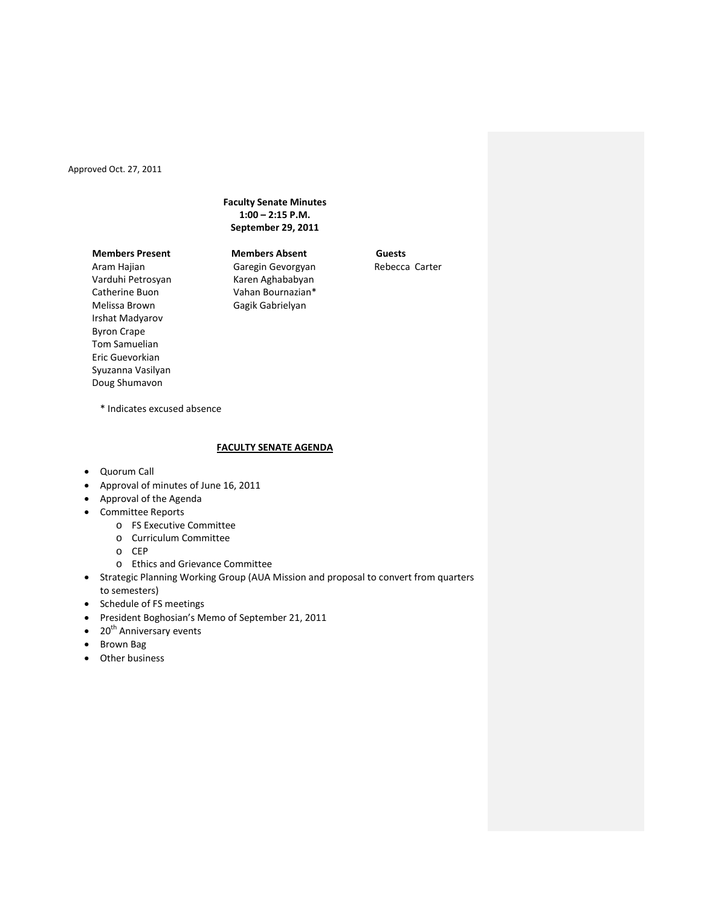Approved Oct. 27, 2011

**Faculty Senate Minutes**
**1:00 – 2:15 P.M.**
**September 29, 2011**

| **Members Present** | **Members Absent** | **Guests** |
|---|---|---|
| Aram Hajian | Garegin Gevorgyan | Rebecca Carter |
| Varduhi Petrosyan | Karen Aghababyan | |
| Catherine Buon | Vahan Bournazian* | |
| Melissa Brown | Gagik Gabrielyan | |
| Irshat Madyarov | | |
| Byron Crape | | |
| Tom Samuelian | | |
| Eric Guevorkian | | |
| Syuzanna Vasilyan | | |
| Doug Shumavon | | |

* Indicates excused absence

**FACULTY SENATE AGENDA**

- Quorum Call
- Approval of minutes of June 16, 2011
- Approval of the Agenda
- Committee Reports
  - FS Executive Committee
  - Curriculum Committee
  - CEP
  - Ethics and Grievance Committee
- Strategic Planning Working Group (AUA Mission and proposal to convert from quarters to semesters)
- Schedule of FS meetings
- President Boghosian's Memo of September 21, 2011
- 20th Anniversary events
- Brown Bag
- Other business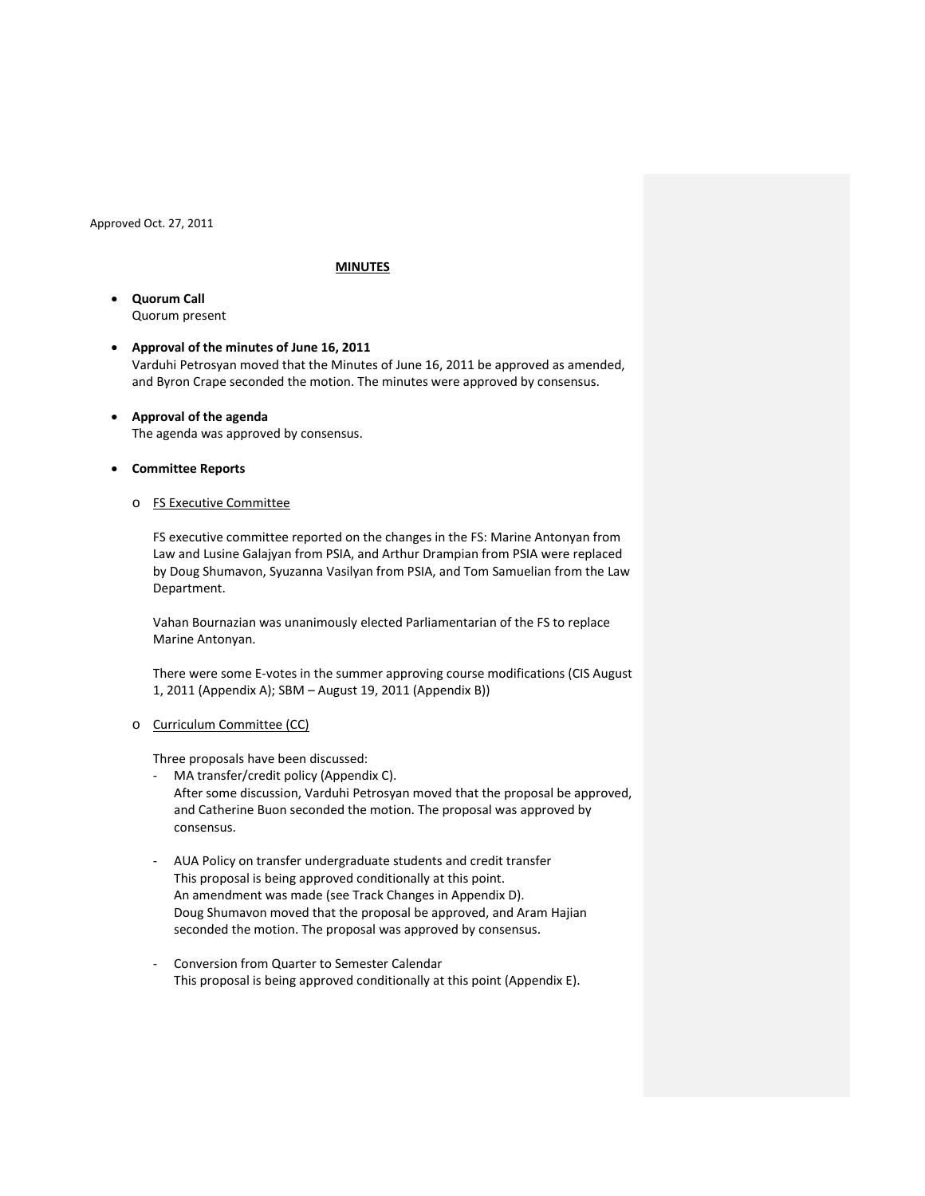Approved Oct. 27, 2011

**MINUTES**

- **Quorum Call**
  Quorum present

- **Approval of the minutes of June 16, 2011**
  Varduhi Petrosyan moved that the Minutes of June 16, 2011 be approved as amended, and Byron Crape seconded the motion. The minutes were approved by consensus.

- **Approval of the agenda**
  The agenda was approved by consensus.

- **Committee Reports**

  - FS Executive Committee

    FS executive committee reported on the changes in the FS: Marine Antonyan from Law and Lusine Galajyan from PSIA, and Arthur Drampian from PSIA were replaced by Doug Shumavon, Syuzanna Vasilyan from PSIA, and Tom Samuelian from the Law Department.

    Vahan Bournazian was unanimously elected Parliamentarian of the FS to replace Marine Antonyan.

    There were some E-votes in the summer approving course modifications (CIS August 1, 2011 (Appendix A); SBM – August 19, 2011 (Appendix B))

  - Curriculum Committee (CC)

    Three proposals have been discussed:

    - MA transfer/credit policy (Appendix C).
      After some discussion, Varduhi Petrosyan moved that the proposal be approved, and Catherine Buon seconded the motion. The proposal was approved by consensus.

    - AUA Policy on transfer undergraduate students and credit transfer
      This proposal is being approved conditionally at this point.
      An amendment was made (see Track Changes in Appendix D).
      Doug Shumavon moved that the proposal be approved, and Aram Hajian seconded the motion. The proposal was approved by consensus.

    - Conversion from Quarter to Semester Calendar
      This proposal is being approved conditionally at this point (Appendix E).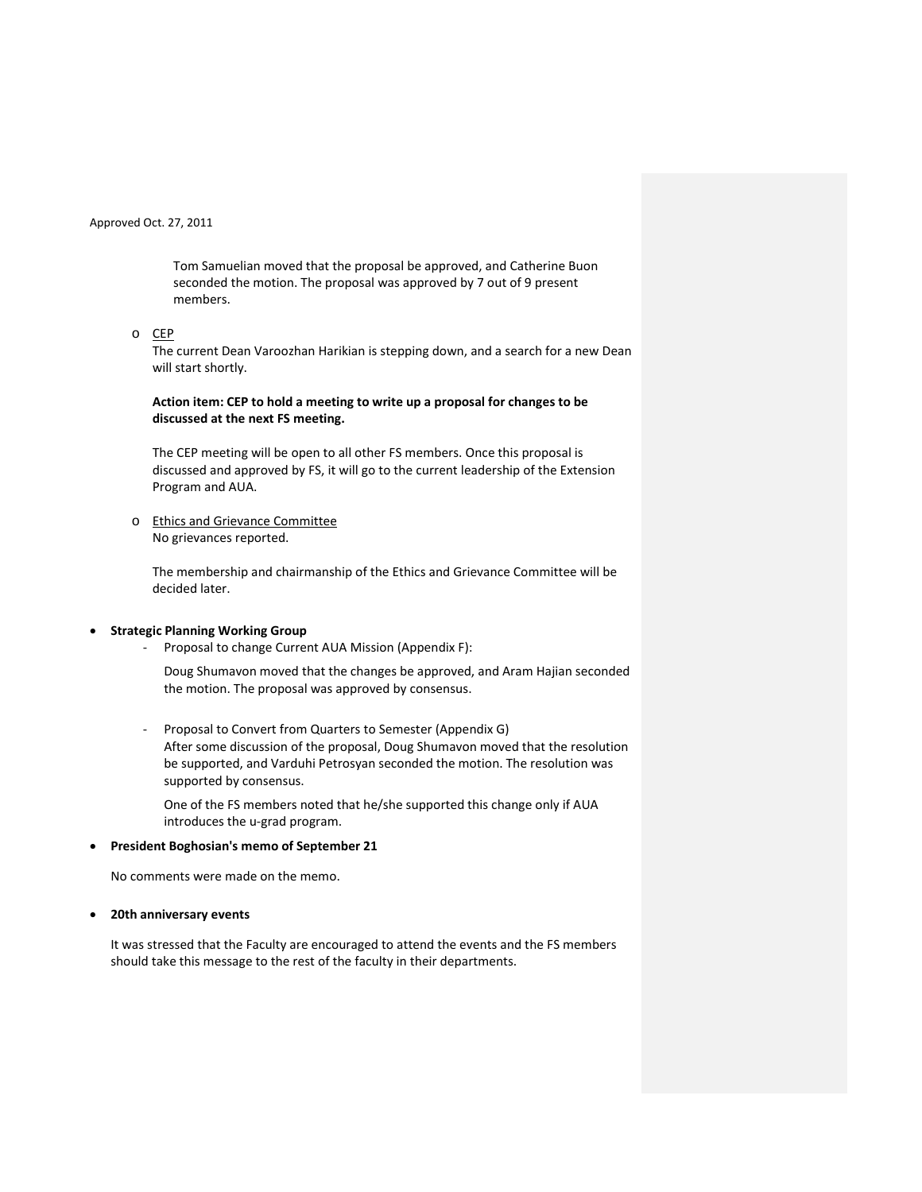Approved Oct. 27, 2011

Tom Samuelian moved that the proposal be approved, and Catherine Buon seconded the motion. The proposal was approved by 7 out of 9 present members.

- CEP

  The current Dean Varoozhan Harikian is stepping down, and a search for a new Dean will start shortly.

  **Action item: CEP to hold a meeting to write up a proposal for changes to be discussed at the next FS meeting.**

  The CEP meeting will be open to all other FS members. Once this proposal is discussed and approved by FS, it will go to the current leadership of the Extension Program and AUA.

- Ethics and Grievance Committee

  No grievances reported.

  The membership and chairmanship of the Ethics and Grievance Committee will be decided later.

- **Strategic Planning Working Group**
  - Proposal to change Current AUA Mission (Appendix F):

    Doug Shumavon moved that the changes be approved, and Aram Hajian seconded the motion. The proposal was approved by consensus.

  - Proposal to Convert from Quarters to Semester (Appendix G)

    After some discussion of the proposal, Doug Shumavon moved that the resolution be supported, and Varduhi Petrosyan seconded the motion. The resolution was supported by consensus.

    One of the FS members noted that he/she supported this change only if AUA introduces the u-grad program.

- **President Boghosian's memo of September 21**

  No comments were made on the memo.

- **20th anniversary events**

  It was stressed that the Faculty are encouraged to attend the events and the FS members should take this message to the rest of the faculty in their departments.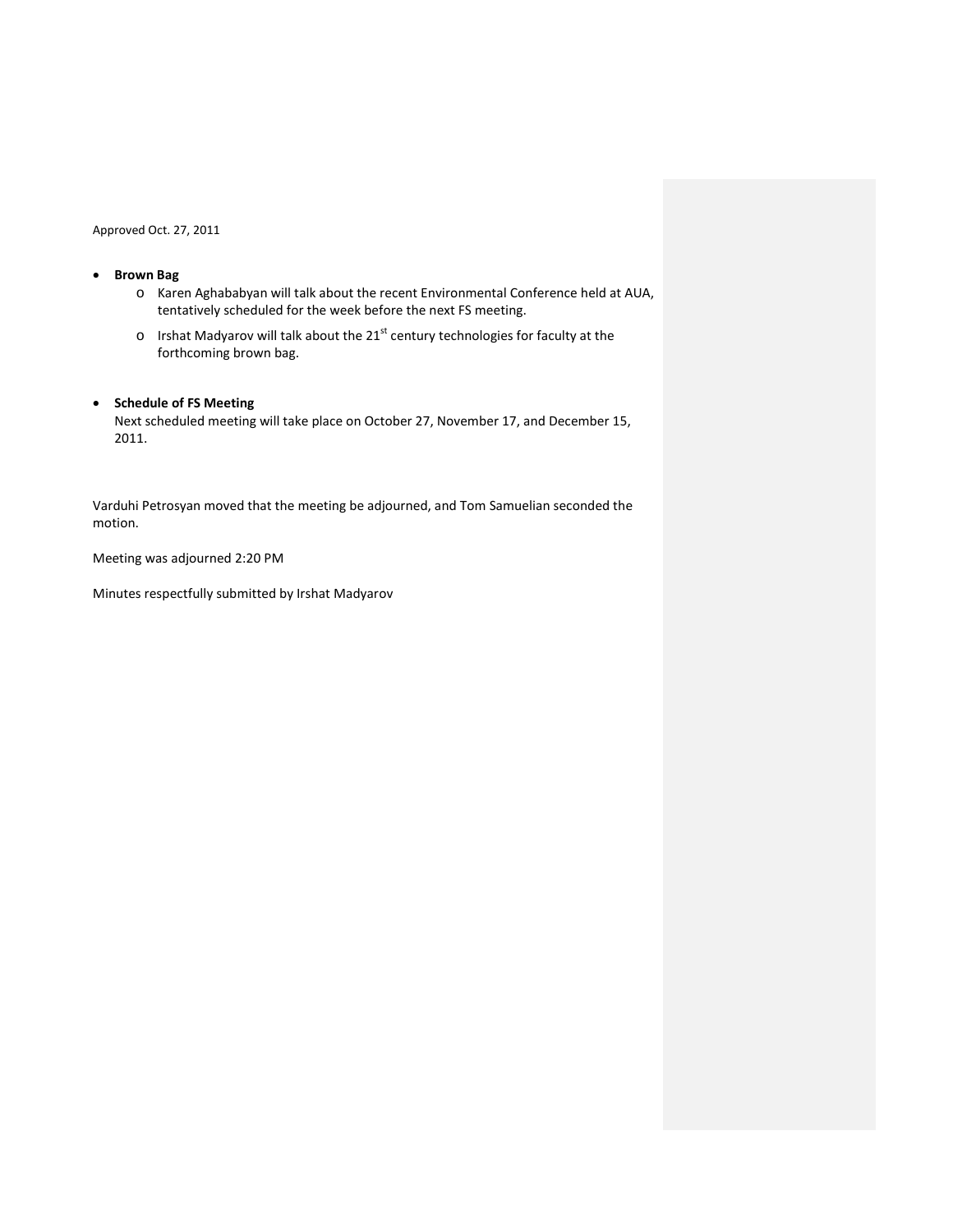Approved Oct. 27, 2011

- **Brown Bag**
  - Karen Aghababyan will talk about the recent Environmental Conference held at AUA, tentatively scheduled for the week before the next FS meeting.
  - Irshat Madyarov will talk about the 21st century technologies for faculty at the forthcoming brown bag.

- **Schedule of FS Meeting**
  Next scheduled meeting will take place on October 27, November 17, and December 15, 2011.

Varduhi Petrosyan moved that the meeting be adjourned, and Tom Samuelian seconded the motion.

Meeting was adjourned 2:20 PM

Minutes respectfully submitted by Irshat Madyarov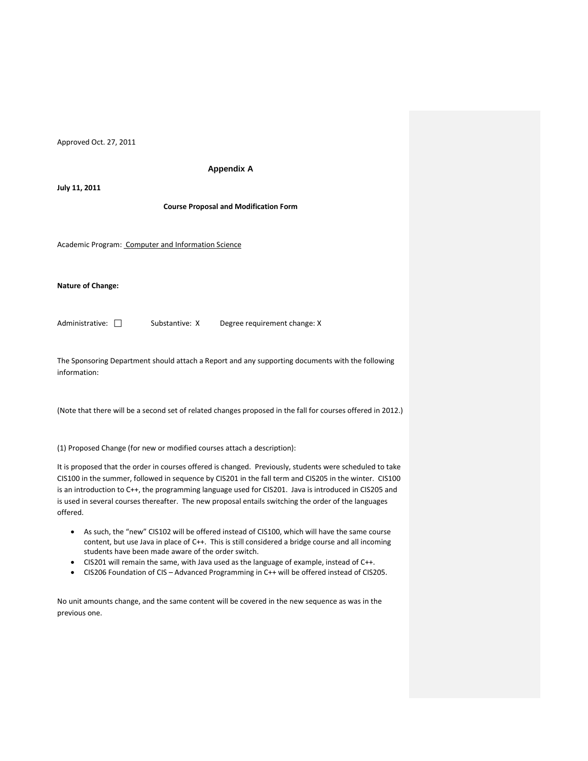Approved Oct. 27, 2011

## Appendix A

**July 11, 2011**

**Course Proposal and Modification Form**

Academic Program: Computer and Information Science

**Nature of Change:**

Administrative: ☐ Substantive: X Degree requirement change: X

The Sponsoring Department should attach a Report and any supporting documents with the following information:

(Note that there will be a second set of related changes proposed in the fall for courses offered in 2012.)

(1) Proposed Change (for new or modified courses attach a description):

It is proposed that the order in courses offered is changed. Previously, students were scheduled to take CIS100 in the summer, followed in sequence by CIS201 in the fall term and CIS205 in the winter. CIS100 is an introduction to C++, the programming language used for CIS201. Java is introduced in CIS205 and is used in several courses thereafter. The new proposal entails switching the order of the languages offered.

- As such, the "new" CIS102 will be offered instead of CIS100, which will have the same course content, but use Java in place of C++. This is still considered a bridge course and all incoming students have been made aware of the order switch.
- CIS201 will remain the same, with Java used as the language of example, instead of C++.
- CIS206 Foundation of CIS – Advanced Programming in C++ will be offered instead of CIS205.

No unit amounts change, and the same content will be covered in the new sequence as was in the previous one.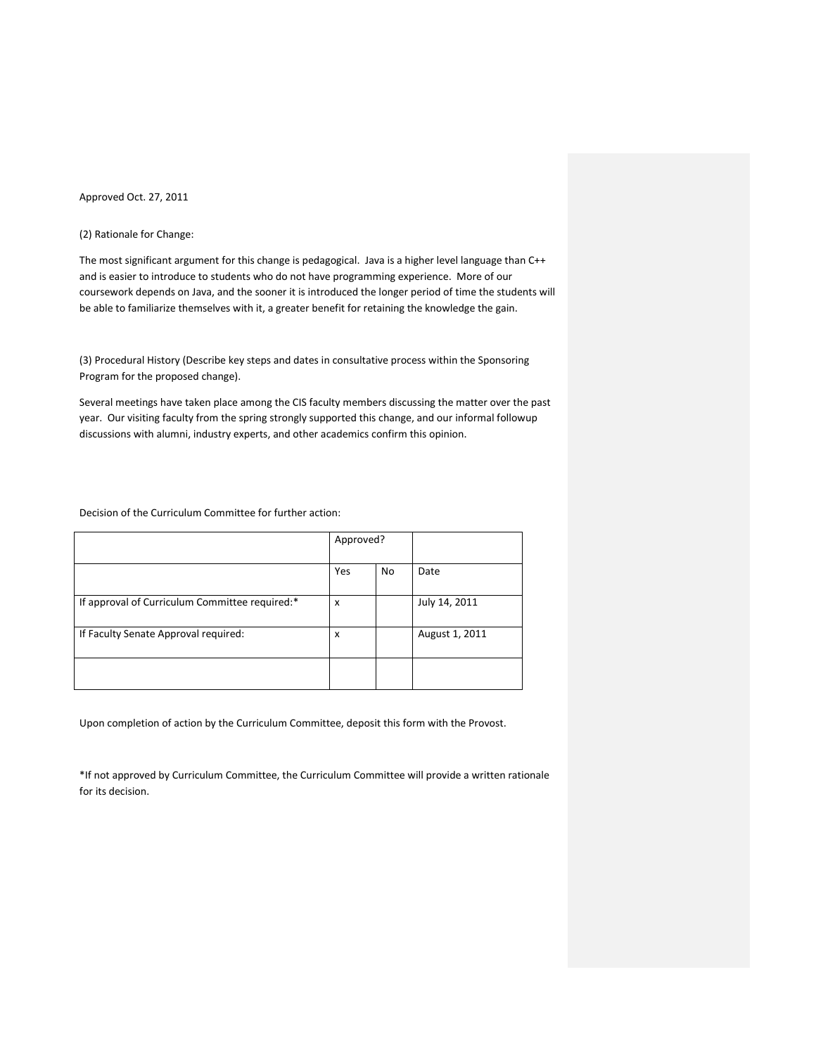Approved Oct. 27, 2011

(2) Rationale for Change:

The most significant argument for this change is pedagogical. Java is a higher level language than C++ and is easier to introduce to students who do not have programming experience. More of our coursework depends on Java, and the sooner it is introduced the longer period of time the students will be able to familiarize themselves with it, a greater benefit for retaining the knowledge the gain.

(3) Procedural History (Describe key steps and dates in consultative process within the Sponsoring Program for the proposed change).

Several meetings have taken place among the CIS faculty members discussing the matter over the past year. Our visiting faculty from the spring strongly supported this change, and our informal followup discussions with alumni, industry experts, and other academics confirm this opinion.

Decision of the Curriculum Committee for further action:

| | Approved? | | |
|---|---|---|---|
| | Yes | No | Date |
| If approval of Curriculum Committee required:* | x | | July 14, 2011 |
| If Faculty Senate Approval required: | x | | August 1, 2011 |
| | | | |

Upon completion of action by the Curriculum Committee, deposit this form with the Provost.

*If not approved by Curriculum Committee, the Curriculum Committee will provide a written rationale for its decision.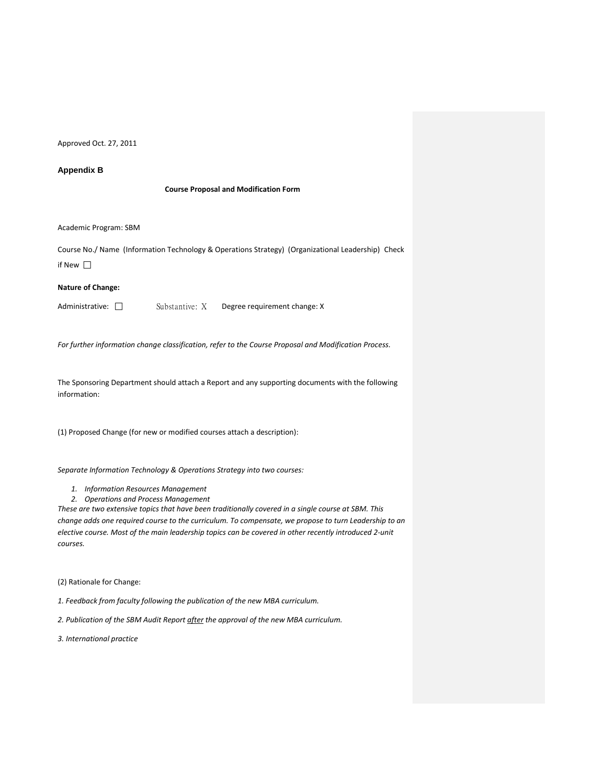Approved Oct. 27, 2011

## Appendix B

**Course Proposal and Modification Form**

Academic Program: SBM

Course No./ Name (Information Technology & Operations Strategy) (Organizational Leadership) Check if New ☐

**Nature of Change:**

Administrative: ☐ Substantive: X Degree requirement change: X

*For further information change classification, refer to the Course Proposal and Modification Process.*

The Sponsoring Department should attach a Report and any supporting documents with the following information:

(1) Proposed Change (for new or modified courses attach a description):

*Separate Information Technology & Operations Strategy into two courses:*

1. *Information Resources Management*
2. *Operations and Process Management*

*These are two extensive topics that have been traditionally covered in a single course at SBM. This change adds one required course to the curriculum. To compensate, we propose to turn Leadership to an elective course. Most of the main leadership topics can be covered in other recently introduced 2-unit courses.*

(2) Rationale for Change:

*1. Feedback from faculty following the publication of the new MBA curriculum.*

*2. Publication of the SBM Audit Report after the approval of the new MBA curriculum.*

*3. International practice*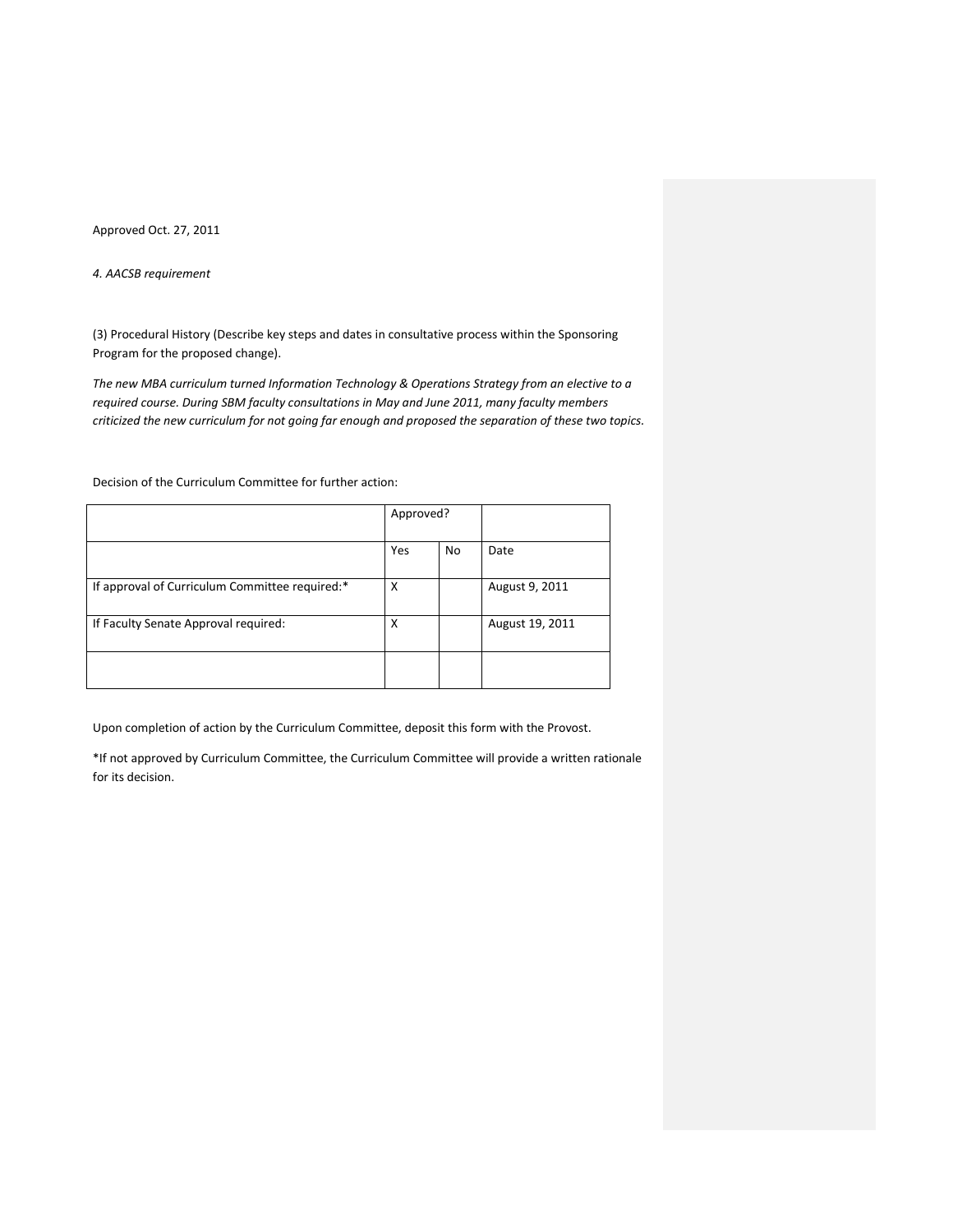Approved Oct. 27, 2011

*4. AACSB requirement*

(3) Procedural History (Describe key steps and dates in consultative process within the Sponsoring Program for the proposed change).

*The new MBA curriculum turned Information Technology & Operations Strategy from an elective to a required course. During SBM faculty consultations in May and June 2011, many faculty members criticized the new curriculum for not going far enough and proposed the separation of these two topics.*

Decision of the Curriculum Committee for further action:

| | Approved? | | |
|---|---|---|---|
| | Yes | No | Date |
| If approval of Curriculum Committee required:* | X | | August 9, 2011 |
| If Faculty Senate Approval required: | X | | August 19, 2011 |
| | | | |

Upon completion of action by the Curriculum Committee, deposit this form with the Provost.

*If not approved by Curriculum Committee, the Curriculum Committee will provide a written rationale for its decision.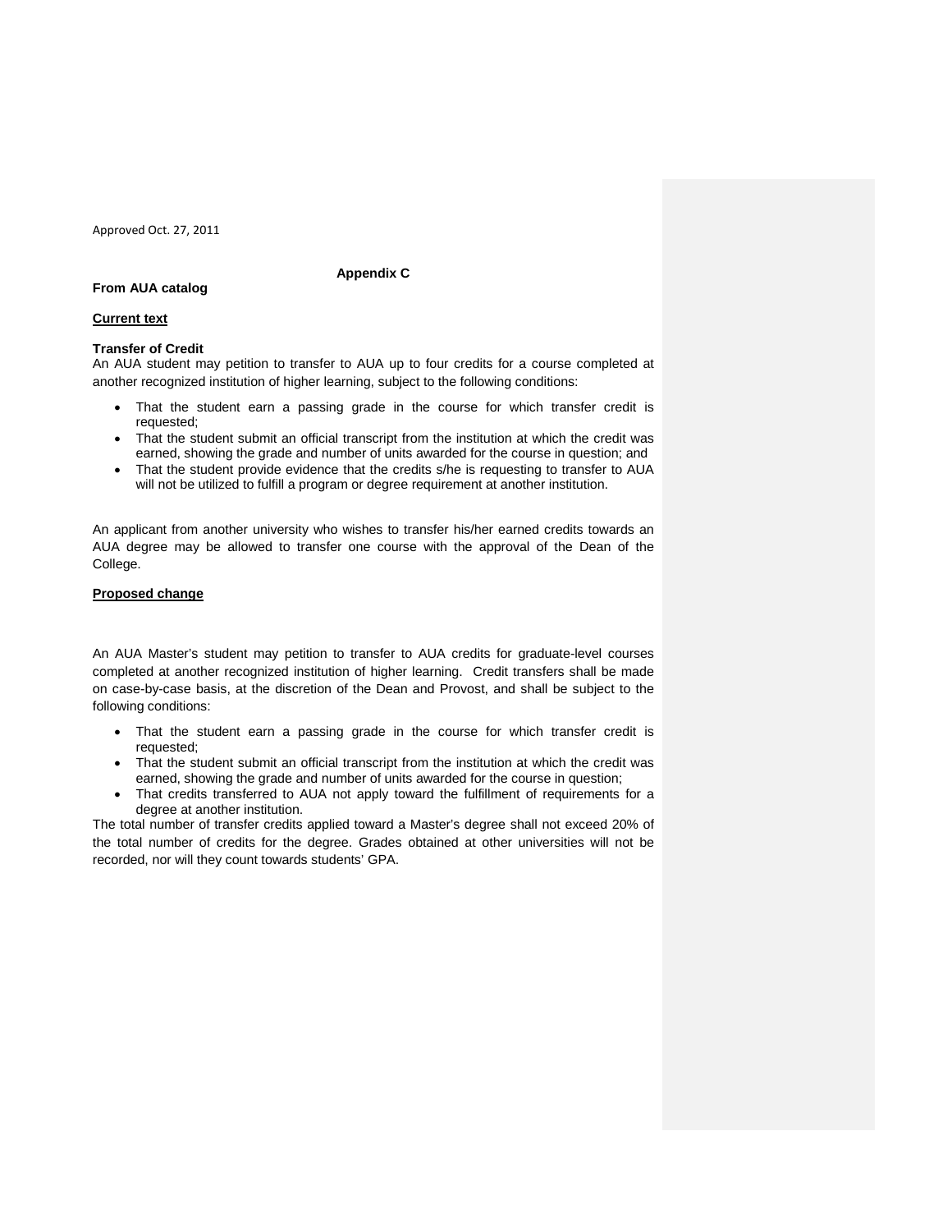Approved Oct. 27, 2011

## Appendix C

**From AUA catalog**

**Current text**

**Transfer of Credit**

An AUA student may petition to transfer to AUA up to four credits for a course completed at another recognized institution of higher learning, subject to the following conditions:

- That the student earn a passing grade in the course for which transfer credit is requested;
- That the student submit an official transcript from the institution at which the credit was earned, showing the grade and number of units awarded for the course in question; and
- That the student provide evidence that the credits s/he is requesting to transfer to AUA will not be utilized to fulfill a program or degree requirement at another institution.

An applicant from another university who wishes to transfer his/her earned credits towards an AUA degree may be allowed to transfer one course with the approval of the Dean of the College.

**Proposed change**

An AUA Master's student may petition to transfer to AUA credits for graduate-level courses completed at another recognized institution of higher learning. Credit transfers shall be made on case-by-case basis, at the discretion of the Dean and Provost, and shall be subject to the following conditions:

- That the student earn a passing grade in the course for which transfer credit is requested;
- That the student submit an official transcript from the institution at which the credit was earned, showing the grade and number of units awarded for the course in question;
- That credits transferred to AUA not apply toward the fulfillment of requirements for a degree at another institution.

The total number of transfer credits applied toward a Master's degree shall not exceed 20% of the total number of credits for the degree. Grades obtained at other universities will not be recorded, nor will they count towards students' GPA.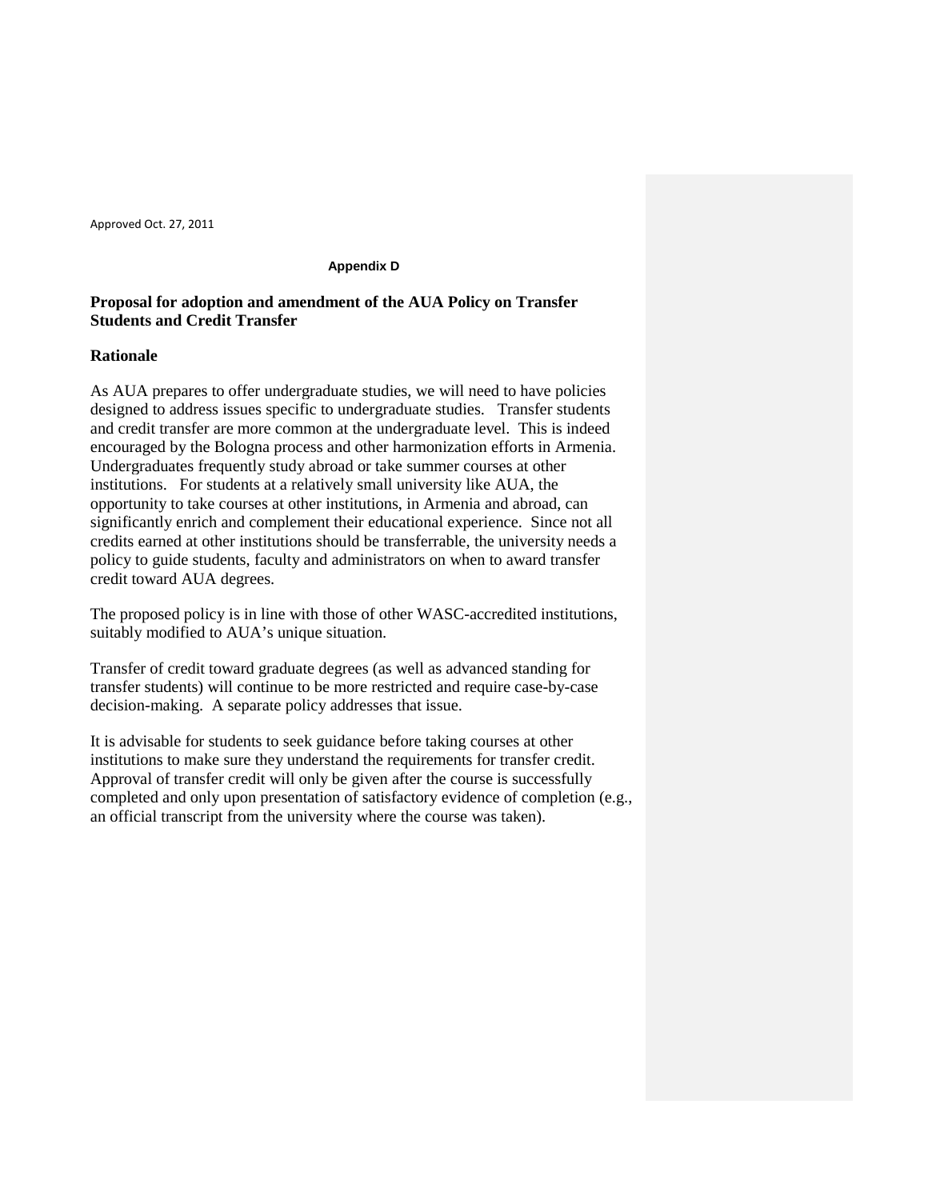Approved Oct. 27, 2011

**Appendix D**

## Proposal for adoption and amendment of the AUA Policy on Transfer Students and Credit Transfer

### Rationale

As AUA prepares to offer undergraduate studies, we will need to have policies designed to address issues specific to undergraduate studies. Transfer students and credit transfer are more common at the undergraduate level. This is indeed encouraged by the Bologna process and other harmonization efforts in Armenia. Undergraduates frequently study abroad or take summer courses at other institutions. For students at a relatively small university like AUA, the opportunity to take courses at other institutions, in Armenia and abroad, can significantly enrich and complement their educational experience. Since not all credits earned at other institutions should be transferrable, the university needs a policy to guide students, faculty and administrators on when to award transfer credit toward AUA degrees.

The proposed policy is in line with those of other WASC-accredited institutions, suitably modified to AUA's unique situation.

Transfer of credit toward graduate degrees (as well as advanced standing for transfer students) will continue to be more restricted and require case-by-case decision-making. A separate policy addresses that issue.

It is advisable for students to seek guidance before taking courses at other institutions to make sure they understand the requirements for transfer credit. Approval of transfer credit will only be given after the course is successfully completed and only upon presentation of satisfactory evidence of completion (e.g., an official transcript from the university where the course was taken).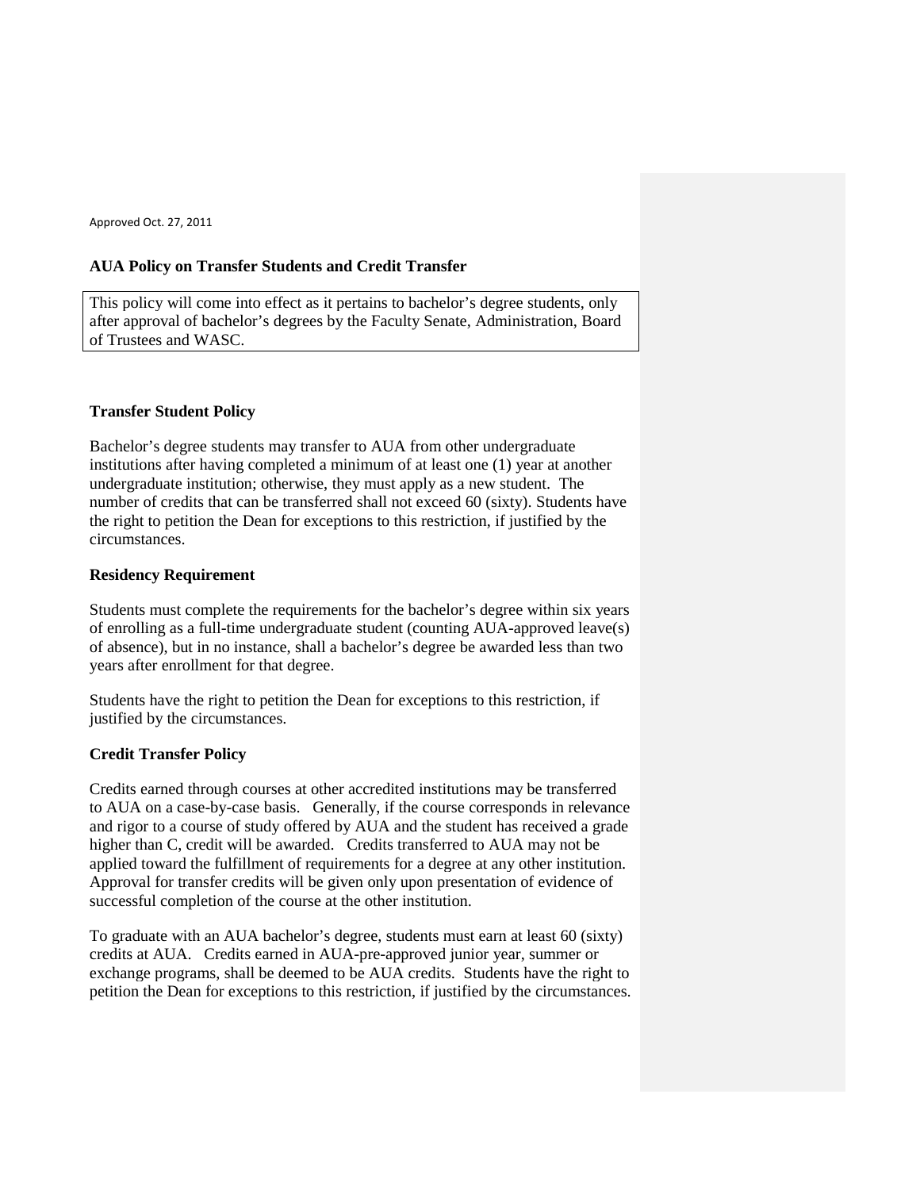Approved Oct. 27, 2011

**AUA Policy on Transfer Students and Credit Transfer**

> This policy will come into effect as it pertains to bachelor's degree students, only after approval of bachelor's degrees by the Faculty Senate, Administration, Board of Trustees and WASC.

**Transfer Student Policy**

Bachelor's degree students may transfer to AUA from other undergraduate institutions after having completed a minimum of at least one (1) year at another undergraduate institution; otherwise, they must apply as a new student. The number of credits that can be transferred shall not exceed 60 (sixty). Students have the right to petition the Dean for exceptions to this restriction, if justified by the circumstances.

**Residency Requirement**

Students must complete the requirements for the bachelor's degree within six years of enrolling as a full-time undergraduate student (counting AUA-approved leave(s) of absence), but in no instance, shall a bachelor's degree be awarded less than two years after enrollment for that degree.

Students have the right to petition the Dean for exceptions to this restriction, if justified by the circumstances.

**Credit Transfer Policy**

Credits earned through courses at other accredited institutions may be transferred to AUA on a case-by-case basis. Generally, if the course corresponds in relevance and rigor to a course of study offered by AUA and the student has received a grade higher than C, credit will be awarded. Credits transferred to AUA may not be applied toward the fulfillment of requirements for a degree at any other institution. Approval for transfer credits will be given only upon presentation of evidence of successful completion of the course at the other institution.

To graduate with an AUA bachelor's degree, students must earn at least 60 (sixty) credits at AUA. Credits earned in AUA-pre-approved junior year, summer or exchange programs, shall be deemed to be AUA credits. Students have the right to petition the Dean for exceptions to this restriction, if justified by the circumstances.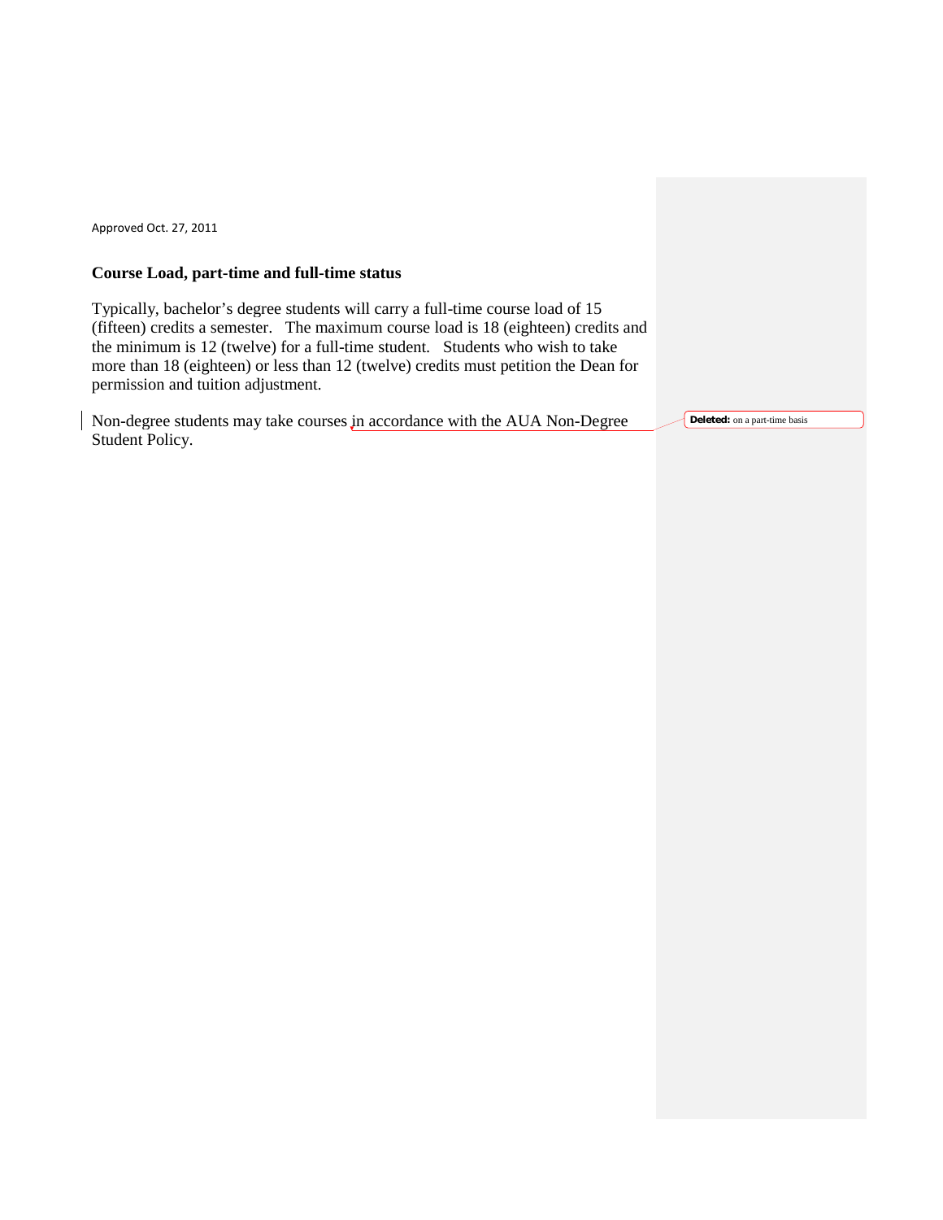Approved Oct. 27, 2011

## Course Load, part-time and full-time status

Typically, bachelor's degree students will carry a full-time course load of 15 (fifteen) credits a semester. The maximum course load is 18 (eighteen) credits and the minimum is 12 (twelve) for a full-time student. Students who wish to take more than 18 (eighteen) or less than 12 (twelve) credits must petition the Dean for permission and tuition adjustment.

Non-degree students may take courses in accordance with the AUA Non-Degree Student Policy.

**Deleted:** on a part-time basis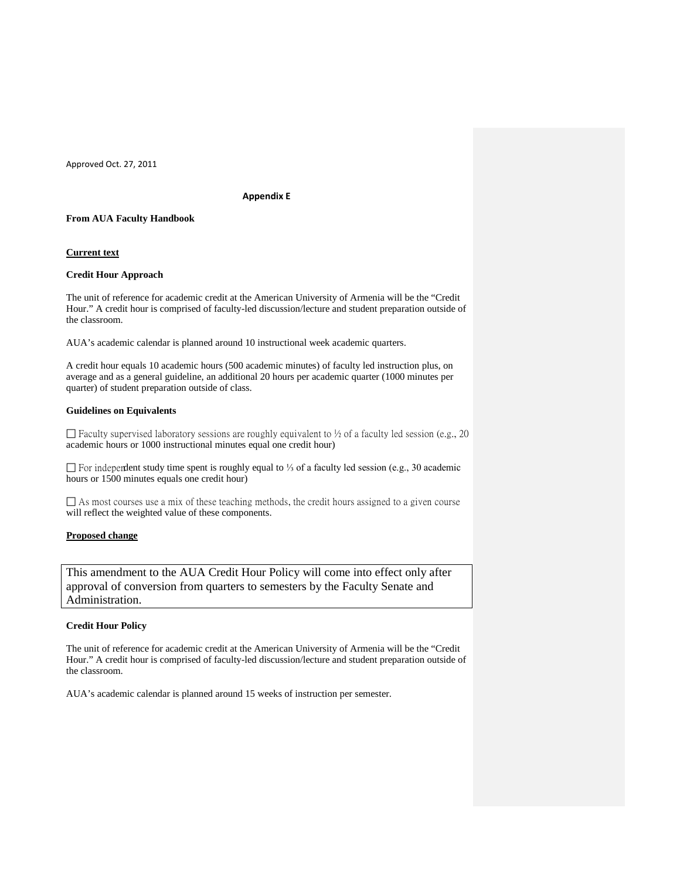Approved Oct. 27, 2011

**Appendix E**

**From AUA Faculty Handbook**

**Current text**

**Credit Hour Approach**

The unit of reference for academic credit at the American University of Armenia will be the "Credit Hour." A credit hour is comprised of faculty-led discussion/lecture and student preparation outside of the classroom.

AUA's academic calendar is planned around 10 instructional week academic quarters.

A credit hour equals 10 academic hours (500 academic minutes) of faculty led instruction plus, on average and as a general guideline, an additional 20 hours per academic quarter (1000 minutes per quarter) of student preparation outside of class.

**Guidelines on Equivalents**

- Faculty supervised laboratory sessions are roughly equivalent to ½ of a faculty led session (e.g., 20 academic hours or 1000 instructional minutes equal one credit hour)
- For independent study time spent is roughly equal to ⅓ of a faculty led session (e.g., 30 academic hours or 1500 minutes equals one credit hour)
- As most courses use a mix of these teaching methods, the credit hours assigned to a given course will reflect the weighted value of these components.

**Proposed change**

This amendment to the AUA Credit Hour Policy will come into effect only after approval of conversion from quarters to semesters by the Faculty Senate and Administration.

**Credit Hour Policy**

The unit of reference for academic credit at the American University of Armenia will be the "Credit Hour." A credit hour is comprised of faculty-led discussion/lecture and student preparation outside of the classroom.

AUA's academic calendar is planned around 15 weeks of instruction per semester.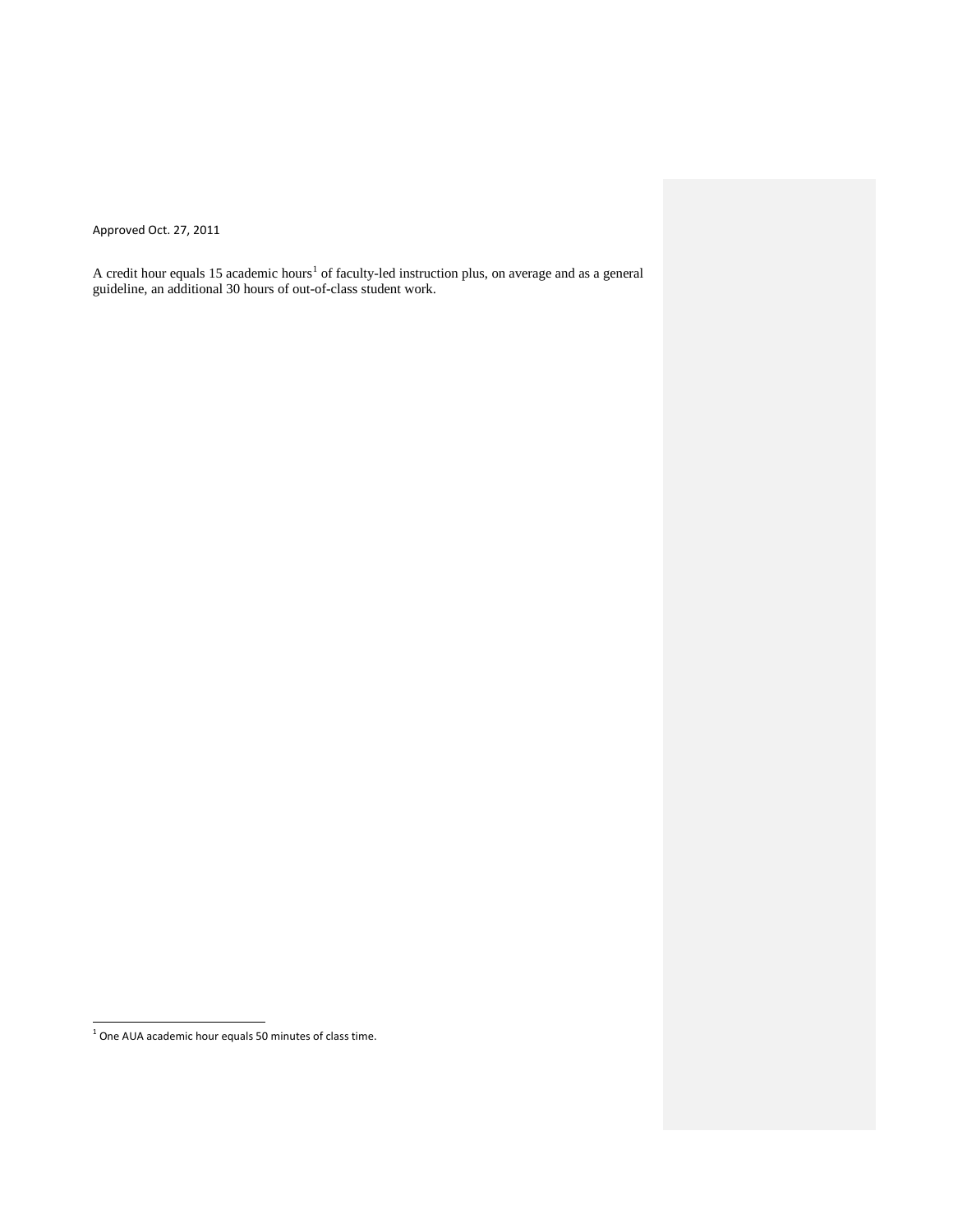Approved Oct. 27, 2011

A credit hour equals 15 academic hours[1] of faculty-led instruction plus, on average and as a general guideline, an additional 30 hours of out-of-class student work.

[1] One AUA academic hour equals 50 minutes of class time.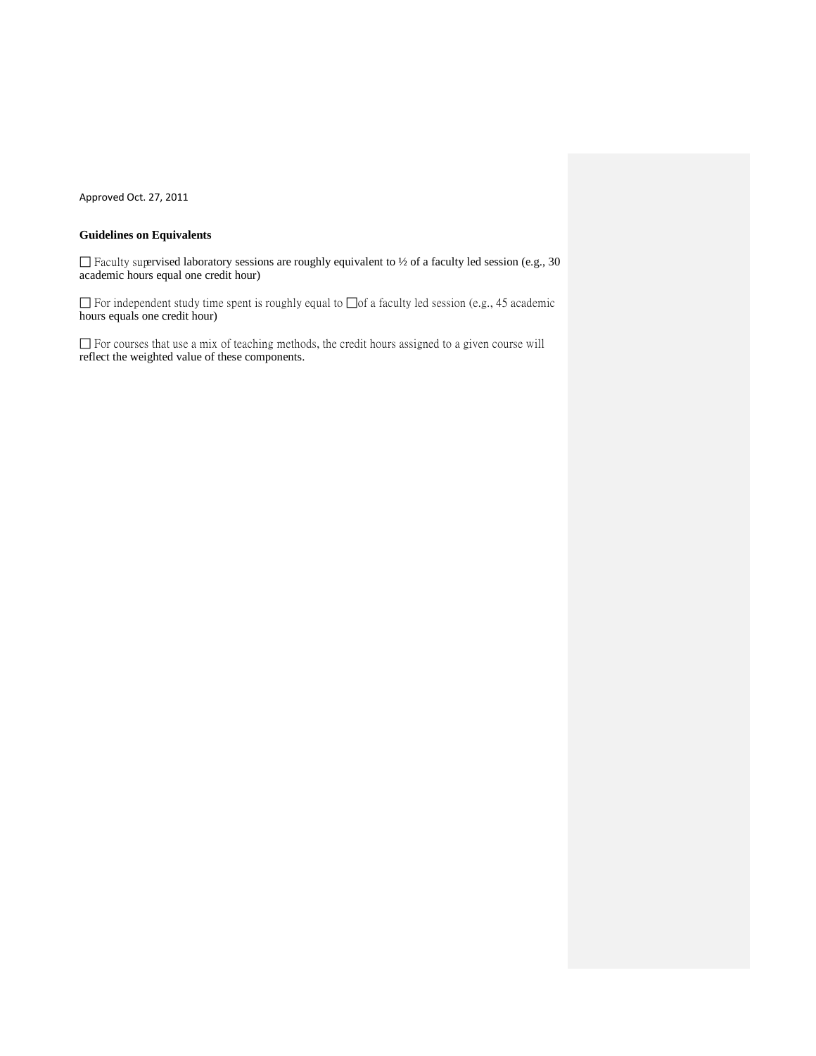Approved Oct. 27, 2011

**Guidelines on Equivalents**

☐ Faculty supervised laboratory sessions are roughly equivalent to ½ of a faculty led session (e.g., 30 academic hours equal one credit hour)

☐ For independent study time spent is roughly equal to ☐of a faculty led session (e.g., 45 academic hours equals one credit hour)

☐ For courses that use a mix of teaching methods, the credit hours assigned to a given course will reflect the weighted value of these components.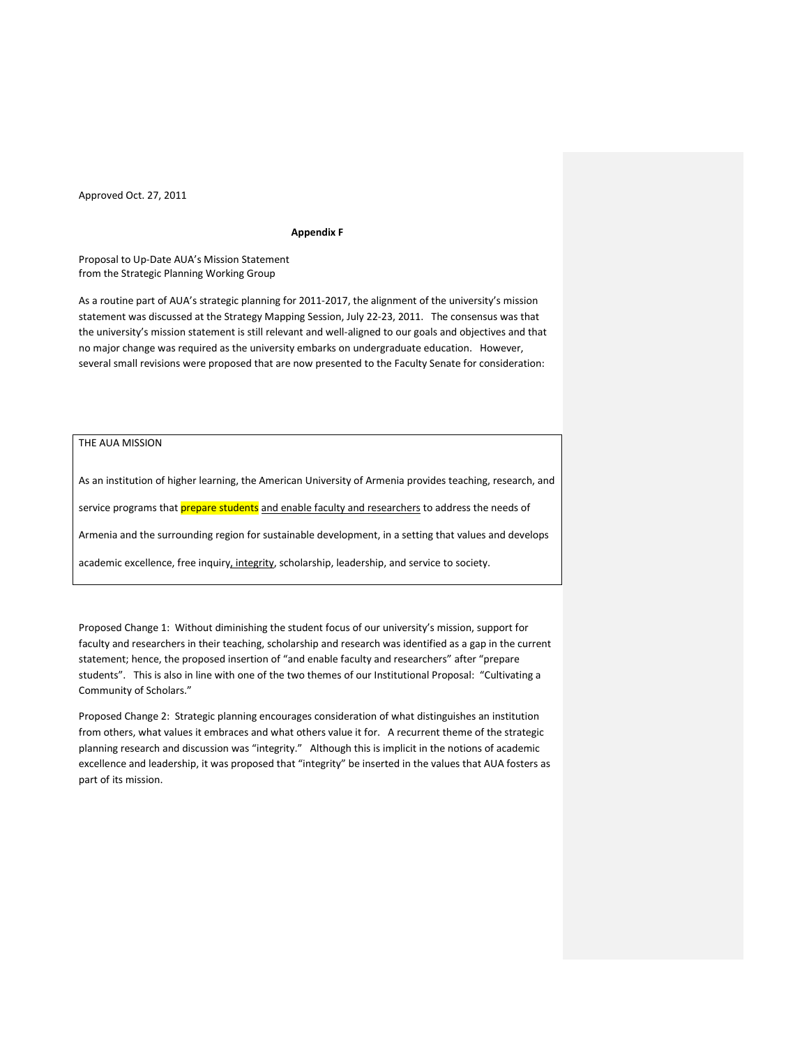Approved Oct. 27, 2011

**Appendix F**

Proposal to Up-Date AUA's Mission Statement
from the Strategic Planning Working Group

As a routine part of AUA's strategic planning for 2011-2017, the alignment of the university's mission statement was discussed at the Strategy Mapping Session, July 22-23, 2011. The consensus was that the university's mission statement is still relevant and well-aligned to our goals and objectives and that no major change was required as the university embarks on undergraduate education. However, several small revisions were proposed that are now presented to the Faculty Senate for consideration:

| THE AUA MISSION |
|---|
| As an institution of higher learning, the American University of Armenia provides teaching, research, and service programs that prepare students <u>and enable faculty and researchers</u> to address the needs of Armenia and the surrounding region for sustainable development, in a setting that values and develops academic excellence, free inquiry<u>, integrity</u>, scholarship, leadership, and service to society. |

Proposed Change 1: Without diminishing the student focus of our university's mission, support for faculty and researchers in their teaching, scholarship and research was identified as a gap in the current statement; hence, the proposed insertion of "and enable faculty and researchers" after "prepare students". This is also in line with one of the two themes of our Institutional Proposal: "Cultivating a Community of Scholars."

Proposed Change 2: Strategic planning encourages consideration of what distinguishes an institution from others, what values it embraces and what others value it for. A recurrent theme of the strategic planning research and discussion was "integrity." Although this is implicit in the notions of academic excellence and leadership, it was proposed that "integrity" be inserted in the values that AUA fosters as part of its mission.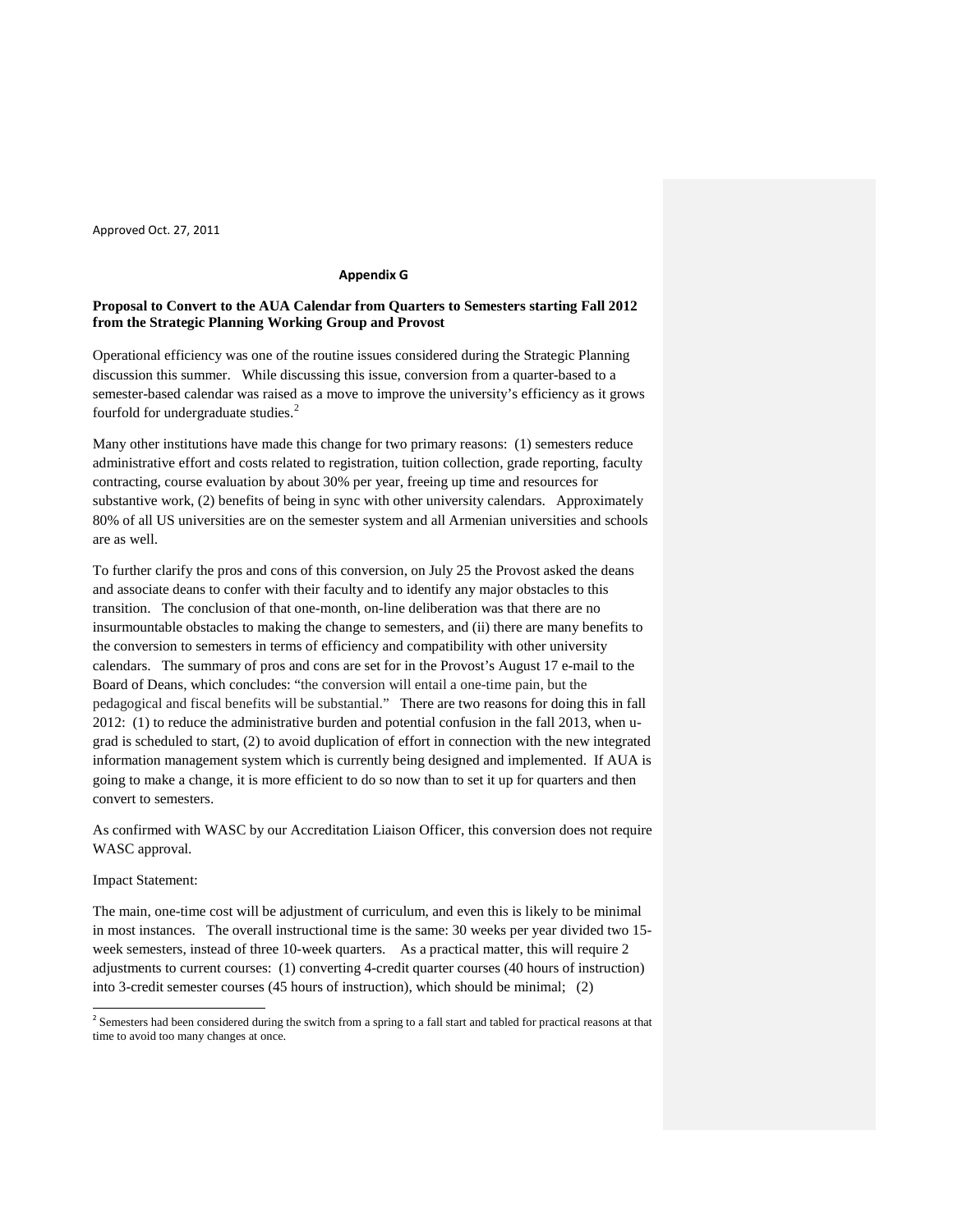Approved Oct. 27, 2011

**Appendix G**

**Proposal to Convert to the AUA Calendar from Quarters to Semesters starting Fall 2012 from the Strategic Planning Working Group and Provost**

Operational efficiency was one of the routine issues considered during the Strategic Planning discussion this summer. While discussing this issue, conversion from a quarter-based to a semester-based calendar was raised as a move to improve the university's efficiency as it grows fourfold for undergraduate studies.[2]

Many other institutions have made this change for two primary reasons: (1) semesters reduce administrative effort and costs related to registration, tuition collection, grade reporting, faculty contracting, course evaluation by about 30% per year, freeing up time and resources for substantive work, (2) benefits of being in sync with other university calendars. Approximately 80% of all US universities are on the semester system and all Armenian universities and schools are as well.

To further clarify the pros and cons of this conversion, on July 25 the Provost asked the deans and associate deans to confer with their faculty and to identify any major obstacles to this transition. The conclusion of that one-month, on-line deliberation was that there are no insurmountable obstacles to making the change to semesters, and (ii) there are many benefits to the conversion to semesters in terms of efficiency and compatibility with other university calendars. The summary of pros and cons are set for in the Provost's August 17 e-mail to the Board of Deans, which concludes: "the conversion will entail a one-time pain, but the pedagogical and fiscal benefits will be substantial." There are two reasons for doing this in fall 2012: (1) to reduce the administrative burden and potential confusion in the fall 2013, when u-grad is scheduled to start, (2) to avoid duplication of effort in connection with the new integrated information management system which is currently being designed and implemented. If AUA is going to make a change, it is more efficient to do so now than to set it up for quarters and then convert to semesters.

As confirmed with WASC by our Accreditation Liaison Officer, this conversion does not require WASC approval.

Impact Statement:

The main, one-time cost will be adjustment of curriculum, and even this is likely to be minimal in most instances. The overall instructional time is the same: 30 weeks per year divided two 15-week semesters, instead of three 10-week quarters. As a practical matter, this will require 2 adjustments to current courses: (1) converting 4-credit quarter courses (40 hours of instruction) into 3-credit semester courses (45 hours of instruction), which should be minimal; (2)

[2] Semesters had been considered during the switch from a spring to a fall start and tabled for practical reasons at that time to avoid too many changes at once.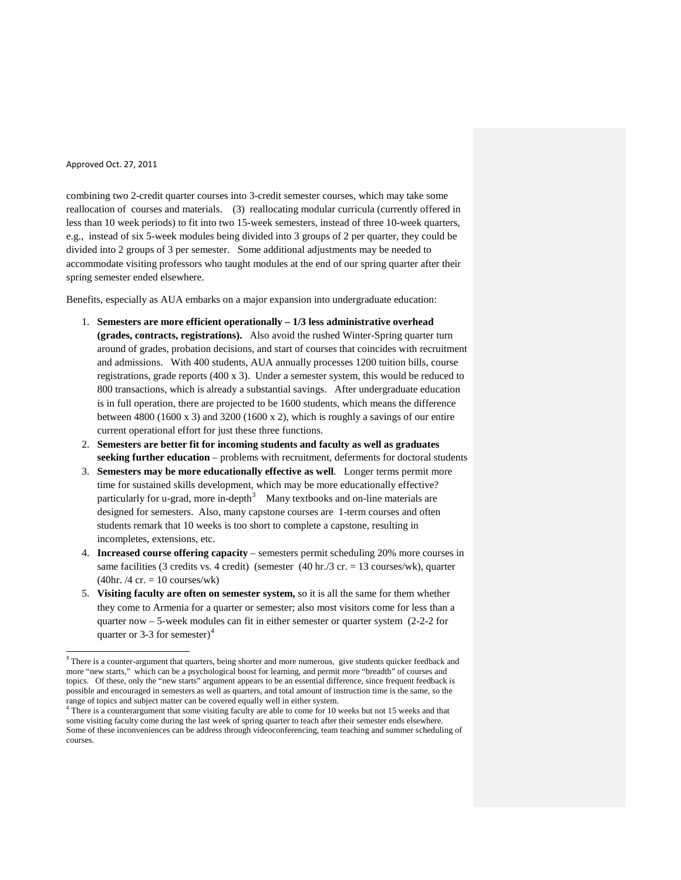Approved Oct. 27, 2011

combining two 2-credit quarter courses into 3-credit semester courses, which may take some reallocation of courses and materials. (3) reallocating modular curricula (currently offered in less than 10 week periods) to fit into two 15-week semesters, instead of three 10-week quarters, e.g., instead of six 5-week modules being divided into 3 groups of 2 per quarter, they could be divided into 2 groups of 3 per semester. Some additional adjustments may be needed to accommodate visiting professors who taught modules at the end of our spring quarter after their spring semester ended elsewhere.

Benefits, especially as AUA embarks on a major expansion into undergraduate education:

1. **Semesters are more efficient operationally – 1/3 less administrative overhead (grades, contracts, registrations).** Also avoid the rushed Winter-Spring quarter turn around of grades, probation decisions, and start of courses that coincides with recruitment and admissions. With 400 students, AUA annually processes 1200 tuition bills, course registrations, grade reports (400 x 3). Under a semester system, this would be reduced to 800 transactions, which is already a substantial savings. After undergraduate education is in full operation, there are projected to be 1600 students, which means the difference between 4800 (1600 x 3) and 3200 (1600 x 2), which is roughly a savings of our entire current operational effort for just these three functions.
2. **Semesters are better fit for incoming students and faculty as well as graduates seeking further education** – problems with recruitment, deferments for doctoral students
3. **Semesters may be more educationally effective as well**. Longer terms permit more time for sustained skills development, which may be more educationally effective? particularly for u-grad, more in-depth[3] Many textbooks and on-line materials are designed for semesters. Also, many capstone courses are 1-term courses and often students remark that 10 weeks is too short to complete a capstone, resulting in incompletes, extensions, etc.
4. **Increased course offering capacity** – semesters permit scheduling 20% more courses in same facilities (3 credits vs. 4 credit) (semester (40 hr./3 cr. = 13 courses/wk), quarter (40hr. /4 cr. = 10 courses/wk)
5. **Visiting faculty are often on semester system,** so it is all the same for them whether they come to Armenia for a quarter or semester; also most visitors come for less than a quarter now – 5-week modules can fit in either semester or quarter system (2-2-2 for quarter or 3-3 for semester)[4]

---

[3] There is a counter-argument that quarters, being shorter and more numerous, give students quicker feedback and more "new starts," which can be a psychological boost for learning, and permit more "breadth" of courses and topics. Of these, only the "new starts" argument appears to be an essential difference, since frequent feedback is possible and encouraged in semesters as well as quarters, and total amount of instruction time is the same, so the range of topics and subject matter can be covered equally well in either system.

[4] There is a counterargument that some visiting faculty are able to come for 10 weeks but not 15 weeks and that some visiting faculty come during the last week of spring quarter to teach after their semester ends elsewhere. Some of these inconveniences can be address through videoconferencing, team teaching and summer scheduling of courses.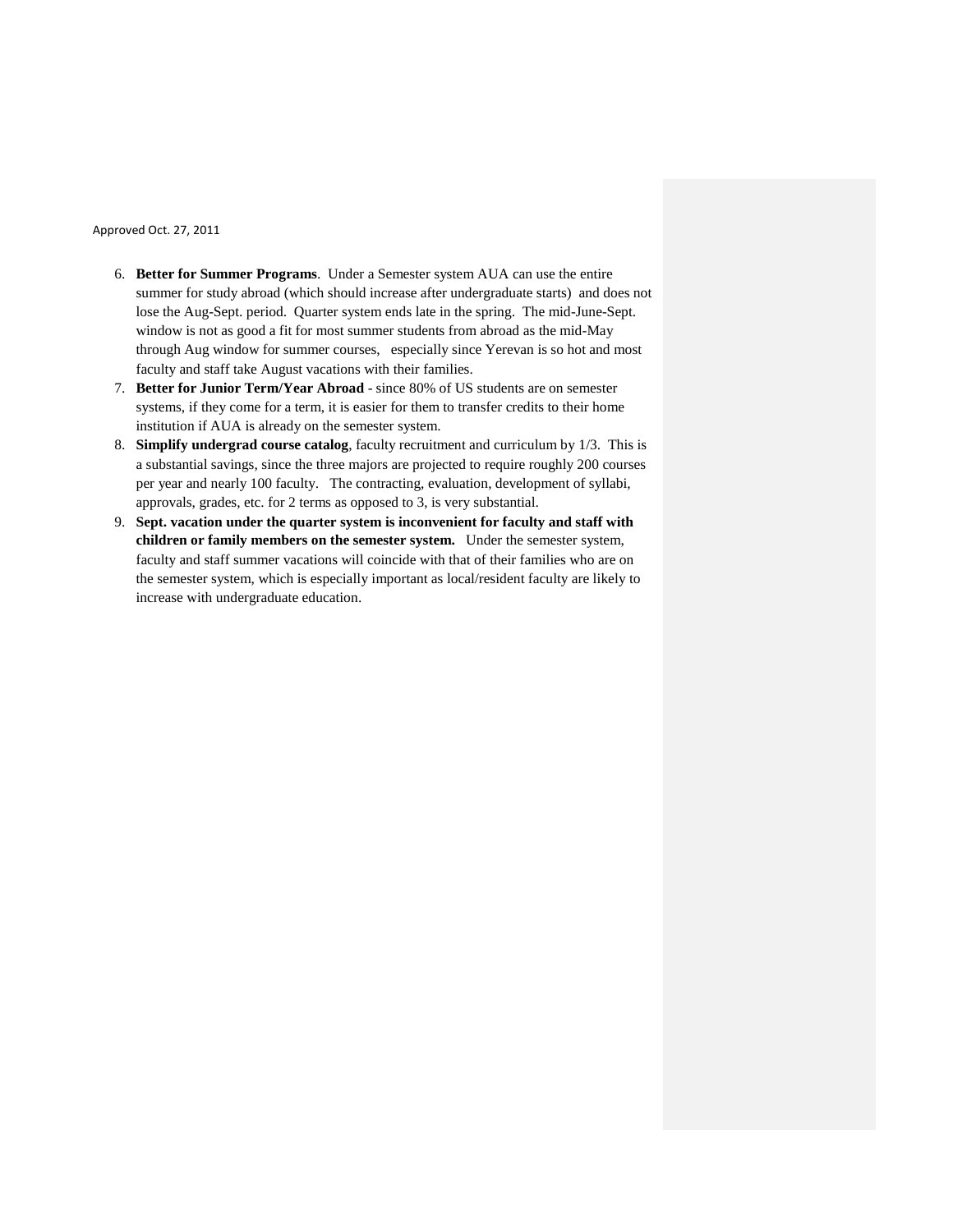Approved Oct. 27, 2011

6. **Better for Summer Programs**. Under a Semester system AUA can use the entire summer for study abroad (which should increase after undergraduate starts) and does not lose the Aug-Sept. period. Quarter system ends late in the spring. The mid-June-Sept. window is not as good a fit for most summer students from abroad as the mid-May through Aug window for summer courses, especially since Yerevan is so hot and most faculty and staff take August vacations with their families.
7. **Better for Junior Term/Year Abroad** - since 80% of US students are on semester systems, if they come for a term, it is easier for them to transfer credits to their home institution if AUA is already on the semester system.
8. **Simplify undergrad course catalog**, faculty recruitment and curriculum by 1/3. This is a substantial savings, since the three majors are projected to require roughly 200 courses per year and nearly 100 faculty. The contracting, evaluation, development of syllabi, approvals, grades, etc. for 2 terms as opposed to 3, is very substantial.
9. **Sept. vacation under the quarter system is inconvenient for faculty and staff with children or family members on the semester system.** Under the semester system, faculty and staff summer vacations will coincide with that of their families who are on the semester system, which is especially important as local/resident faculty are likely to increase with undergraduate education.